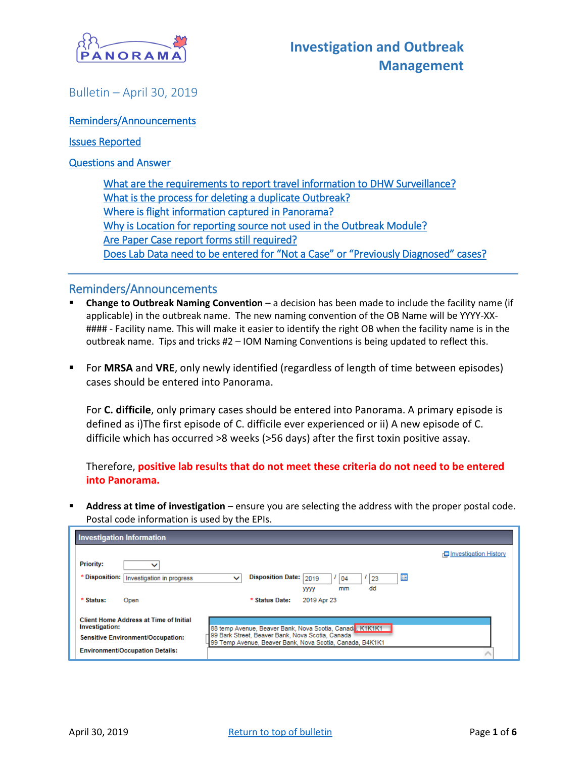# Investigation and Outbreak Management

Bulletin – April 30, 2019

[Reminders/Announcements](#remindersannouncements)

[Issues Reported](#)

[Questions and Answer](#)

- [What are the requirements to report travel information to DHW Surveillance?](#)
- [What is the process for deleting a duplicate Outbreak?](#)
- [Where is flight information captured in Panorama?](#)
- [Why is Location for reporting source not used in the Outbreak Module?](#)
- [Are Paper Case report forms still required?](#)
- [Does Lab Data need to be entered for "Not a Case" or "Previously Diagnosed" cases?](#)

---

## Reminders/Announcements

- **Change to Outbreak Naming Convention** – a decision has been made to include the facility name (if applicable) in the outbreak name. The new naming convention of the OB Name will be YYYY-XX-#### - Facility name. This will make it easier to identify the right OB when the facility name is in the outbreak name. Tips and tricks #2 – IOM Naming Conventions is being updated to reflect this.

- For **MRSA** and **VRE**, only newly identified (regardless of length of time between episodes) cases should be entered into Panorama.

  For **C. difficile**, only primary cases should be entered into Panorama. A primary episode is defined as i)The first episode of C. difficile ever experienced or ii) A new episode of C. difficile which has occurred >8 weeks (>56 days) after the first toxin positive assay.

  Therefore, **positive lab results that do not meet these criteria do not need to be entered into Panorama.**

- **Address at time of investigation** – ensure you are selecting the address with the proper postal code. Postal code information is used by the EPIs.

**Investigation Information**

Investigation History

| | | | |
|---|---|---|---|
| Priority: | | | |
| * Disposition: | Investigation in progress | Disposition Date: | 2019 / 04 / 23 (yyyy mm dd) |
| * Status: | Open | * Status Date: | 2019 Apr 23 |

Client Home Address at Time of Initial Investigation:
- 88 temp Avenue, Beaver Bank, Nova Scotia, Canada, K1K1K1
- 99 Bark Street, Beaver Bank, Nova Scotia, Canada
- 99 Temp Avenue, Beaver Bank, Nova Scotia, Canada, B4K1K1

Sensitive Environment/Occupation:

Environment/Occupation Details: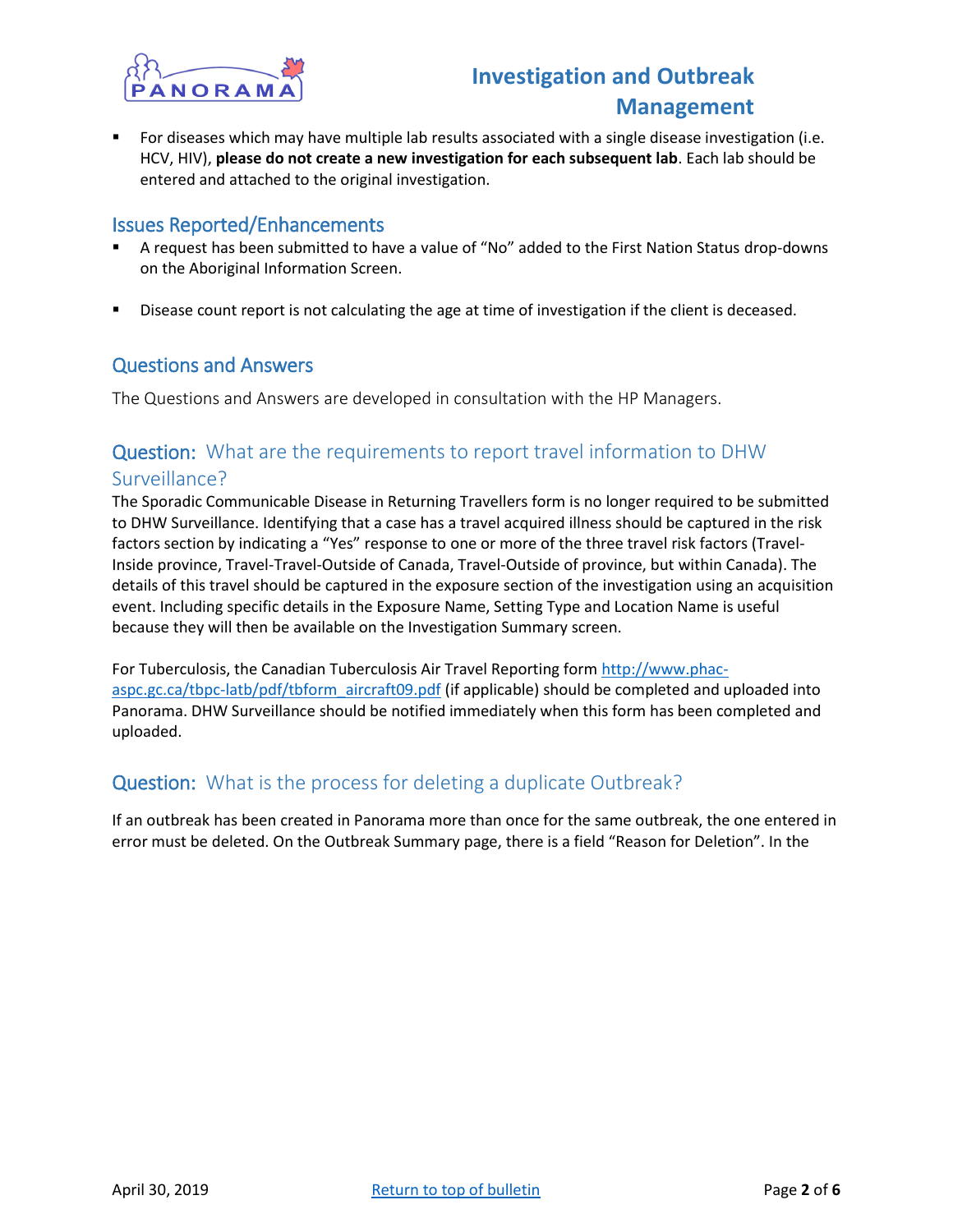- For diseases which may have multiple lab results associated with a single disease investigation (i.e. HCV, HIV), **please do not create a new investigation for each subsequent lab**. Each lab should be entered and attached to the original investigation.

## Issues Reported/Enhancements

- A request has been submitted to have a value of "No" added to the First Nation Status drop-downs on the Aboriginal Information Screen.
- Disease count report is not calculating the age at time of investigation if the client is deceased.

## Questions and Answers

The Questions and Answers are developed in consultation with the HP Managers.

### Question: What are the requirements to report travel information to DHW Surveillance?

The Sporadic Communicable Disease in Returning Travellers form is no longer required to be submitted to DHW Surveillance. Identifying that a case has a travel acquired illness should be captured in the risk factors section by indicating a "Yes" response to one or more of the three travel risk factors (Travel-Inside province, Travel-Travel-Outside of Canada, Travel-Outside of province, but within Canada). The details of this travel should be captured in the exposure section of the investigation using an acquisition event. Including specific details in the Exposure Name, Setting Type and Location Name is useful because they will then be available on the Investigation Summary screen.

For Tuberculosis, the Canadian Tuberculosis Air Travel Reporting form [http://www.phac-aspc.gc.ca/tbpc-latb/pdf/tbform_aircraft09.pdf](http://www.phac-aspc.gc.ca/tbpc-latb/pdf/tbform_aircraft09.pdf) (if applicable) should be completed and uploaded into Panorama. DHW Surveillance should be notified immediately when this form has been completed and uploaded.

### Question: What is the process for deleting a duplicate Outbreak?

If an outbreak has been created in Panorama more than once for the same outbreak, the one entered in error must be deleted. On the Outbreak Summary page, there is a field "Reason for Deletion". In the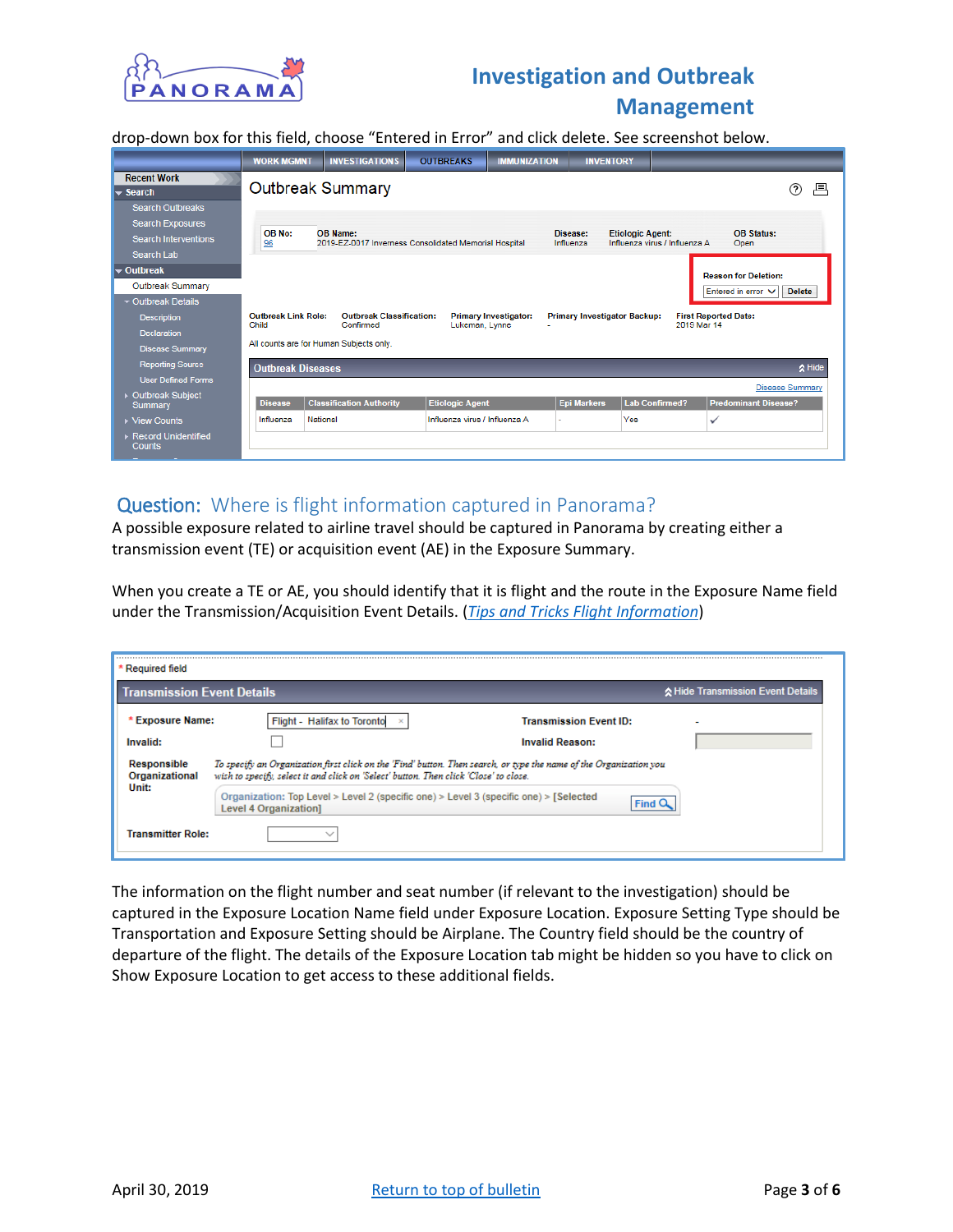drop-down box for this field, choose "Entered in Error" and click delete. See screenshot below.

## Question: Where is flight information captured in Panorama?

A possible exposure related to airline travel should be captured in Panorama by creating either a transmission event (TE) or acquisition event (AE) in the Exposure Summary.

When you create a TE or AE, you should identify that it is flight and the route in the Exposure Name field under the Transmission/Acquisition Event Details. (*Tips and Tricks Flight Information*)

The information on the flight number and seat number (if relevant to the investigation) should be captured in the Exposure Location Name field under Exposure Location. Exposure Setting Type should be Transportation and Exposure Setting should be Airplane. The Country field should be the country of departure of the flight. The details of the Exposure Location tab might be hidden so you have to click on Show Exposure Location to get access to these additional fields.

April 30, 2019

Return to top of bulletin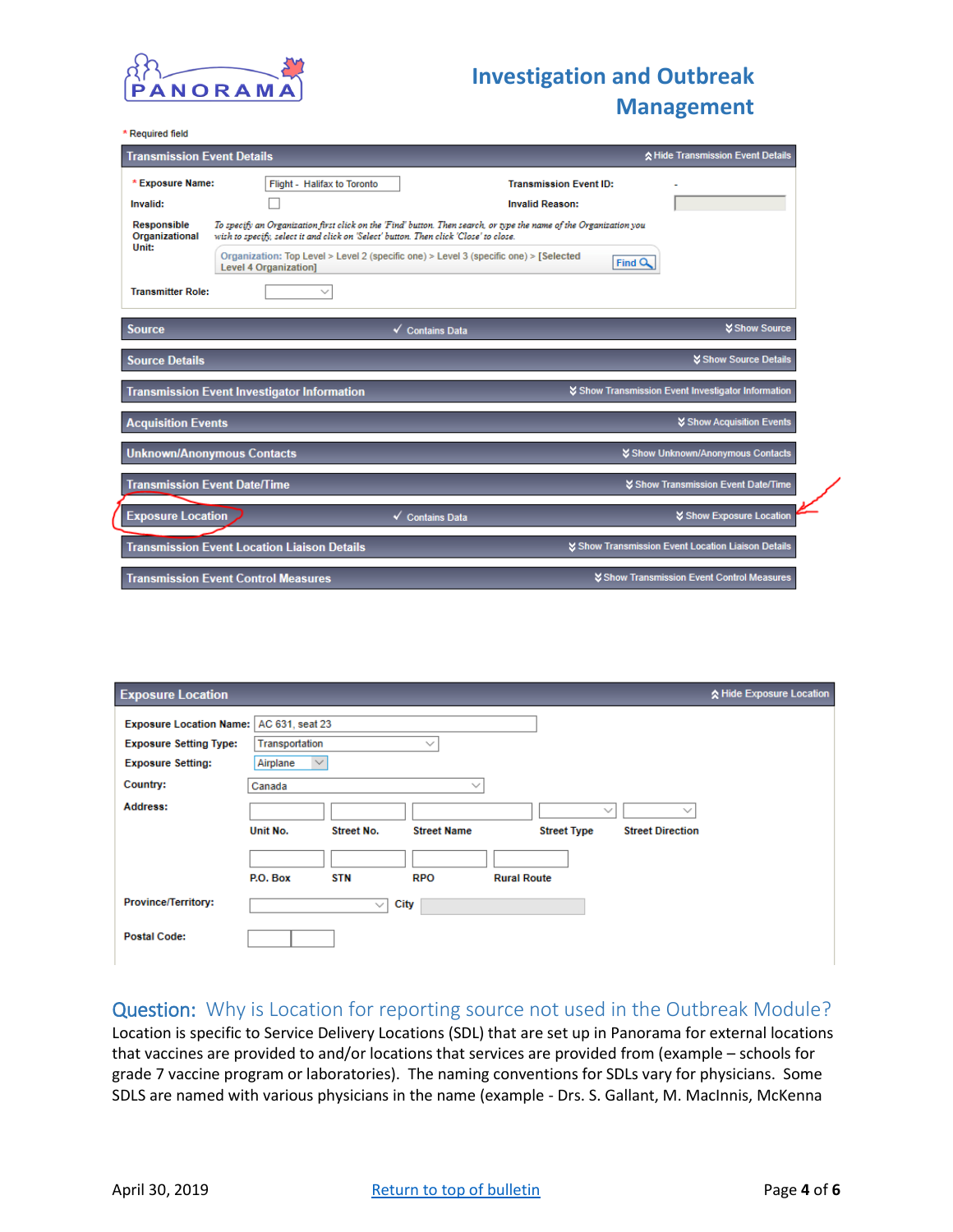\* Required field

**Transmission Event Details** — Hide Transmission Event Details

| | | | |
|---|---|---|---|
| \* Exposure Name: | Flight - Halifax to Toronto | Transmission Event ID: | - |
| Invalid: | ☐ | Invalid Reason: | |

Responsible Organizational Unit: *To specify an Organization first click on the 'Find' button. Then search, or type the name of the Organization you wish to specify, select it and click on 'Select' button. Then click 'Close' to close.*

Organization: Top Level > Level 2 (specific one) > Level 3 (specific one) > [Selected Level 4 Organization] Find

Transmitter Role:

- Source — ✓ Contains Data — Show Source
- Source Details — Show Source Details
- Transmission Event Investigator Information — Show Transmission Event Investigator Information
- Acquisition Events — Show Acquisition Events
- Unknown/Anonymous Contacts — Show Unknown/Anonymous Contacts
- Transmission Event Date/Time — Show Transmission Event Date/Time
- Exposure Location — ✓ Contains Data — Show Exposure Location
- Transmission Event Location Liaison Details — Show Transmission Event Location Liaison Details
- Transmission Event Control Measures — Show Transmission Event Control Measures

**Exposure Location** — Hide Exposure Location

| | |
|---|---|
| Exposure Location Name: | AC 631, seat 23 |
| Exposure Setting Type: | Transportation |
| Exposure Setting: | Airplane |
| Country: | Canada |
| Address: | Unit No. / Street No. / Street Name / Street Type / Street Direction |
| | P.O. Box / STN / RPO / Rural Route |
| Province/Territory: | City |
| Postal Code: | |

## Question: Why is Location for reporting source not used in the Outbreak Module?

Location is specific to Service Delivery Locations (SDL) that are set up in Panorama for external locations that vaccines are provided to and/or locations that services are provided from (example – schools for grade 7 vaccine program or laboratories). The naming conventions for SDLs vary for physicians. Some SDLS are named with various physicians in the name (example - Drs. S. Gallant, M. MacInnis, McKenna

April 30, 2019 [Return to top of bulletin]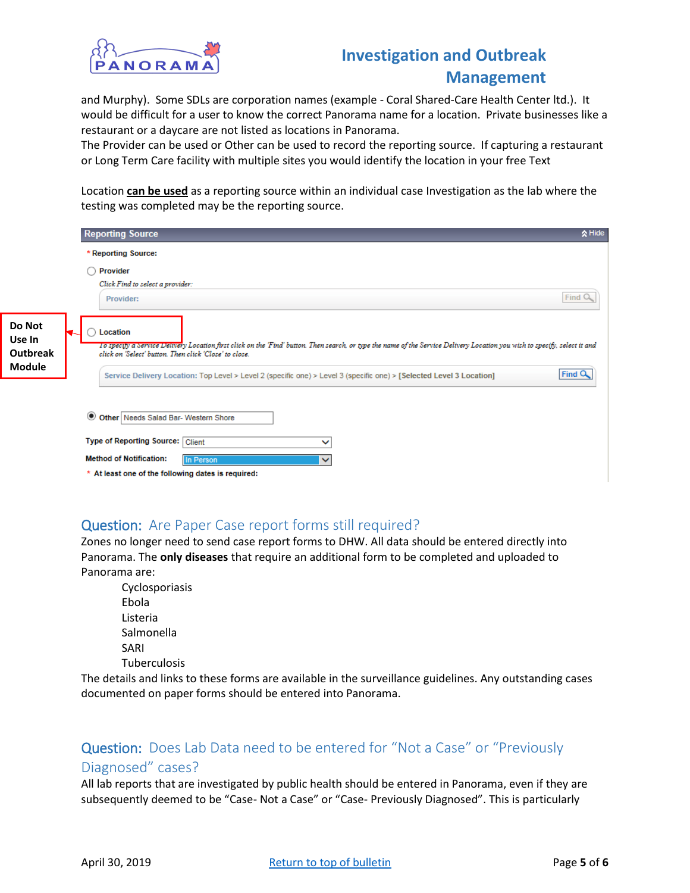and Murphy). Some SDLs are corporation names (example - Coral Shared-Care Health Center ltd.). It would be difficult for a user to know the correct Panorama name for a location. Private businesses like a restaurant or a daycare are not listed as locations in Panorama.
The Provider can be used or Other can be used to record the reporting source. If capturing a restaurant or Long Term Care facility with multiple sites you would identify the location in your free Text

Location **can be used** as a reporting source within an individual case Investigation as the lab where the testing was completed may be the reporting source.

**Reporting Source** — Hide

\* Reporting Source:

○ Provider

*Click Find to select a provider:*

Provider: [Find]

**Do Not Use In Outbreak Module** → ○ Location

*To specify a Service Delivery Location first click on the 'Find' button. Then search, or type the name of the Service Delivery Location you wish to specify, select it and click on 'Select' button. Then click 'Close' to close.*

Service Delivery Location: Top Level > Level 2 (specific one) > Level 3 (specific one) > [Selected Level 3 Location] [Find]

◉ Other: Needs Salad Bar- Western Shore

Type of Reporting Source: Client

Method of Notification: In Person

\* At least one of the following dates is required:

## Question: Are Paper Case report forms still required?

Zones no longer need to send case report forms to DHW. All data should be entered directly into Panorama. The **only diseases** that require an additional form to be completed and uploaded to Panorama are:

- Cyclosporiasis
- Ebola
- Listeria
- Salmonella
- SARI
- Tuberculosis

The details and links to these forms are available in the surveillance guidelines. Any outstanding cases documented on paper forms should be entered into Panorama.

## Question: Does Lab Data need to be entered for "Not a Case" or "Previously Diagnosed" cases?

All lab reports that are investigated by public health should be entered in Panorama, even if they are subsequently deemed to be "Case- Not a Case" or "Case- Previously Diagnosed". This is particularly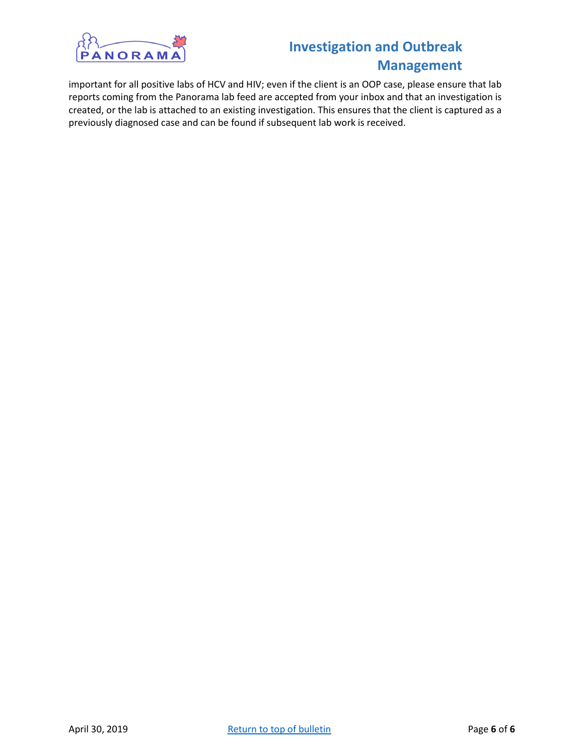important for all positive labs of HCV and HIV; even if the client is an OOP case, please ensure that lab reports coming from the Panorama lab feed are accepted from your inbox and that an investigation is created, or the lab is attached to an existing investigation. This ensures that the client is captured as a previously diagnosed case and can be found if subsequent lab work is received.